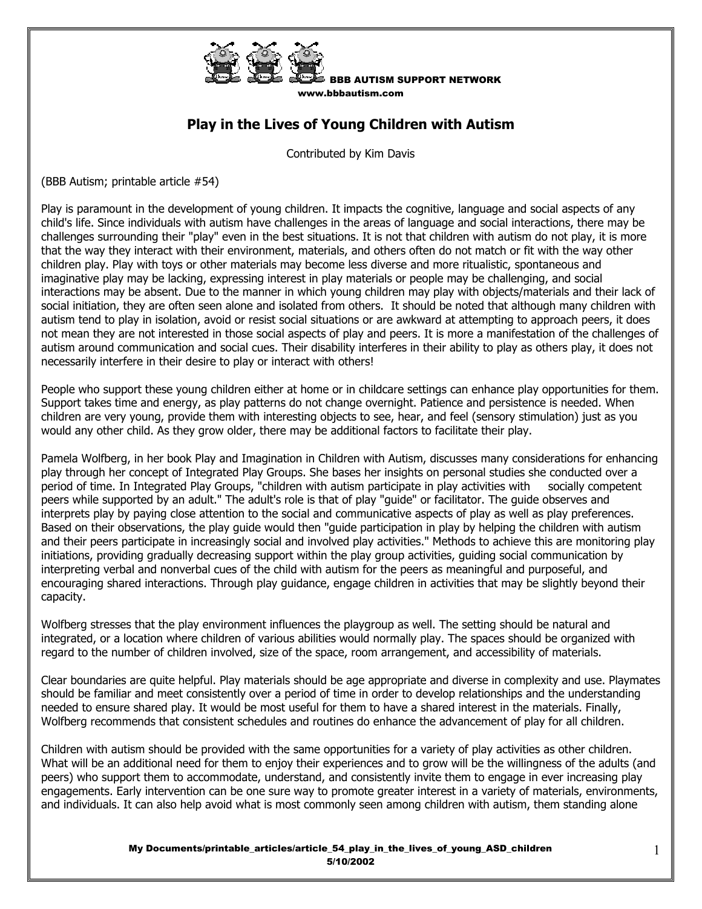BBB AUTISM SUPPORT NETWORK
www.bbbautism.com

# Play in the Lives of Young Children with Autism

Contributed by Kim Davis

(BBB Autism; printable article #54)

Play is paramount in the development of young children. It impacts the cognitive, language and social aspects of any child's life. Since individuals with autism have challenges in the areas of language and social interactions, there may be challenges surrounding their "play" even in the best situations. It is not that children with autism do not play, it is more that the way they interact with their environment, materials, and others often do not match or fit with the way other children play. Play with toys or other materials may become less diverse and more ritualistic, spontaneous and imaginative play may be lacking, expressing interest in play materials or people may be challenging, and social interactions may be absent. Due to the manner in which young children may play with objects/materials and their lack of social initiation, they are often seen alone and isolated from others. It should be noted that although many children with autism tend to play in isolation, avoid or resist social situations or are awkward at attempting to approach peers, it does not mean they are not interested in those social aspects of play and peers. It is more a manifestation of the challenges of autism around communication and social cues. Their disability interferes in their ability to play as others play, it does not necessarily interfere in their desire to play or interact with others!

People who support these young children either at home or in childcare settings can enhance play opportunities for them. Support takes time and energy, as play patterns do not change overnight. Patience and persistence is needed. When children are very young, provide them with interesting objects to see, hear, and feel (sensory stimulation) just as you would any other child. As they grow older, there may be additional factors to facilitate their play.

Pamela Wolfberg, in her book Play and Imagination in Children with Autism, discusses many considerations for enhancing play through her concept of Integrated Play Groups. She bases her insights on personal studies she conducted over a period of time. In Integrated Play Groups, "children with autism participate in play activities with socially competent peers while supported by an adult." The adult's role is that of play "guide" or facilitator. The guide observes and interprets play by paying close attention to the social and communicative aspects of play as well as play preferences. Based on their observations, the play guide would then "guide participation in play by helping the children with autism and their peers participate in increasingly social and involved play activities." Methods to achieve this are monitoring play initiations, providing gradually decreasing support within the play group activities, guiding social communication by interpreting verbal and nonverbal cues of the child with autism for the peers as meaningful and purposeful, and encouraging shared interactions. Through play guidance, engage children in activities that may be slightly beyond their capacity.

Wolfberg stresses that the play environment influences the playgroup as well. The setting should be natural and integrated, or a location where children of various abilities would normally play. The spaces should be organized with regard to the number of children involved, size of the space, room arrangement, and accessibility of materials.

Clear boundaries are quite helpful. Play materials should be age appropriate and diverse in complexity and use. Playmates should be familiar and meet consistently over a period of time in order to develop relationships and the understanding needed to ensure shared play. It would be most useful for them to have a shared interest in the materials. Finally, Wolfberg recommends that consistent schedules and routines do enhance the advancement of play for all children.

Children with autism should be provided with the same opportunities for a variety of play activities as other children. What will be an additional need for them to enjoy their experiences and to grow will be the willingness of the adults (and peers) who support them to accommodate, understand, and consistently invite them to engage in ever increasing play engagements. Early intervention can be one sure way to promote greater interest in a variety of materials, environments, and individuals. It can also help avoid what is most commonly seen among children with autism, them standing alone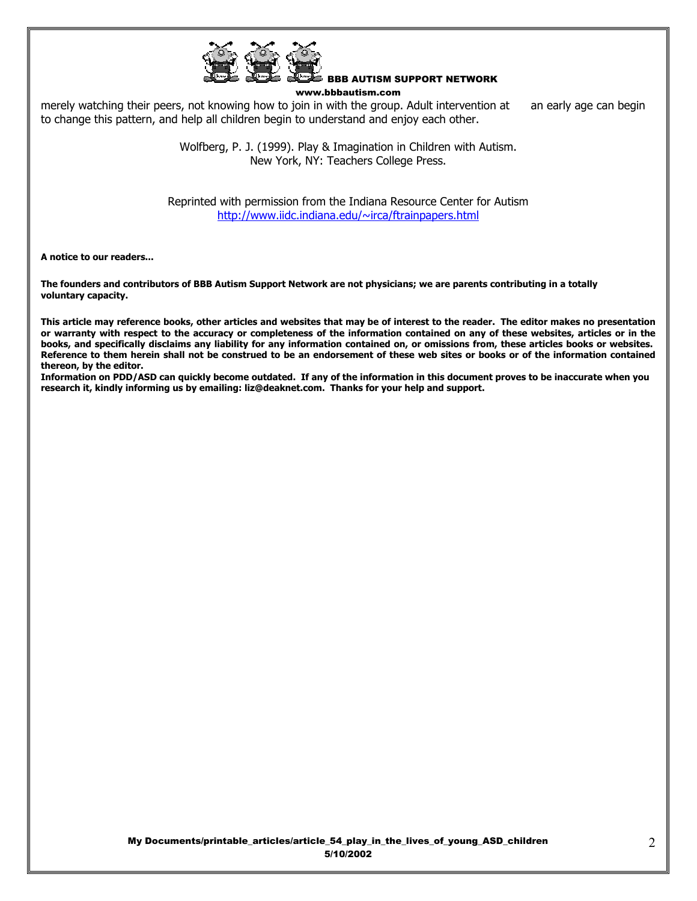merely watching their peers, not knowing how to join in with the group. Adult intervention at an early age can begin to change this pattern, and help all children begin to understand and enjoy each other.

Wolfberg, P. J. (1999). Play & Imagination in Children with Autism. New York, NY: Teachers College Press.

Reprinted with permission from the Indiana Resource Center for Autism
http://www.iidc.indiana.edu/~irca/ftrainpapers.html

**A notice to our readers…**

**The founders and contributors of BBB Autism Support Network are not physicians; we are parents contributing in a totally voluntary capacity.**

**This article may reference books, other articles and websites that may be of interest to the reader. The editor makes no presentation or warranty with respect to the accuracy or completeness of the information contained on any of these websites, articles or in the books, and specifically disclaims any liability for any information contained on, or omissions from, these articles books or websites. Reference to them herein shall not be construed to be an endorsement of these web sites or books or of the information contained thereon, by the editor.**
**Information on PDD/ASD can quickly become outdated. If any of the information in this document proves to be inaccurate when you research it, kindly informing us by emailing: liz@deaknet.com. Thanks for your help and support.**